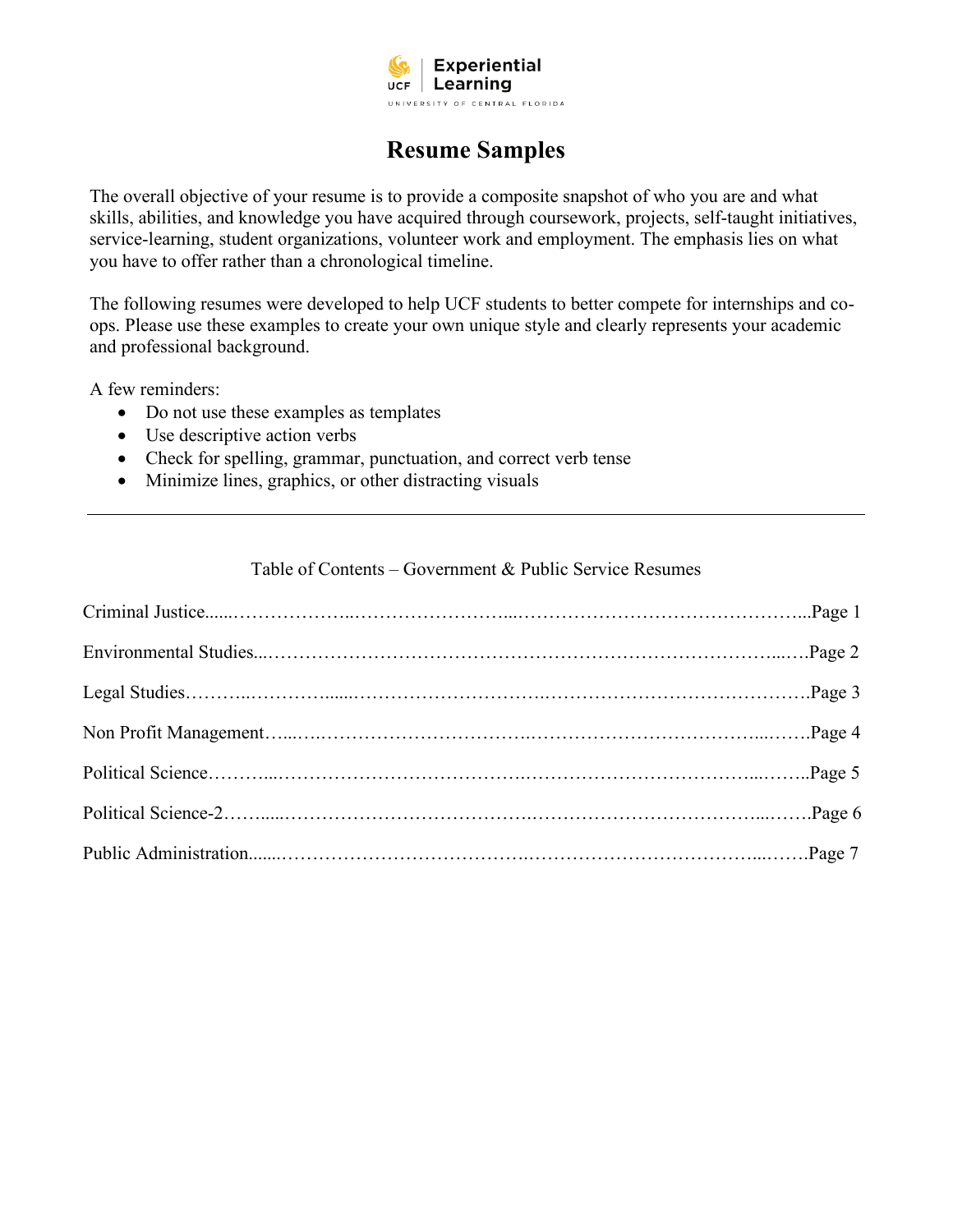UCF | Experiential Learning
UNIVERSITY OF CENTRAL FLORIDA

# Resume Samples

The overall objective of your resume is to provide a composite snapshot of who you are and what skills, abilities, and knowledge you have acquired through coursework, projects, self-taught initiatives, service-learning, student organizations, volunteer work and employment. The emphasis lies on what you have to offer rather than a chronological timeline.

The following resumes were developed to help UCF students to better compete for internships and co-ops. Please use these examples to create your own unique style and clearly represents your academic and professional background.

A few reminders:

- Do not use these examples as templates
- Use descriptive action verbs
- Check for spelling, grammar, punctuation, and correct verb tense
- Minimize lines, graphics, or other distracting visuals

---

Table of Contents – Government & Public Service Resumes

| Section | Page |
|---|---|
| Criminal Justice | Page 1 |
| Environmental Studies | Page 2 |
| Legal Studies | Page 3 |
| Non Profit Management | Page 4 |
| Political Science | Page 5 |
| Political Science-2 | Page 6 |
| Public Administration | Page 7 |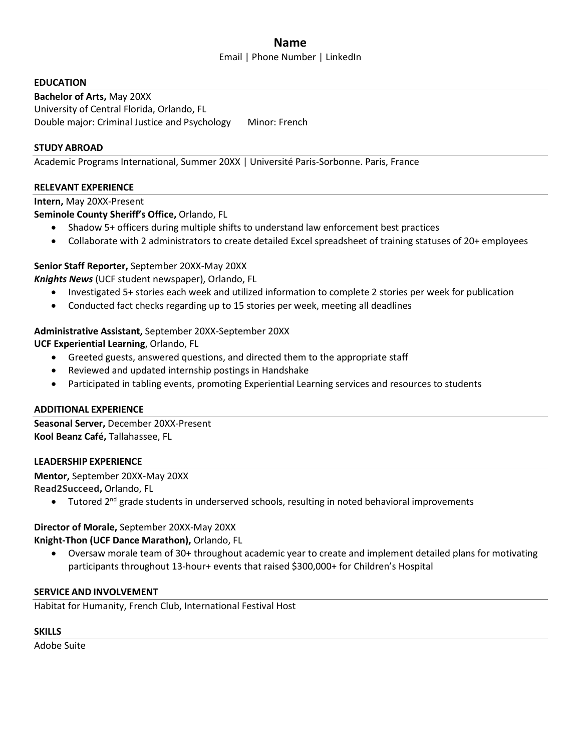# Name

Email | Phone Number | LinkedIn

## EDUCATION

**Bachelor of Arts,** May 20XX
University of Central Florida, Orlando, FL
Double major: Criminal Justice and Psychology  Minor: French

## STUDY ABROAD

Academic Programs International, Summer 20XX | Université Paris-Sorbonne. Paris, France

## RELEVANT EXPERIENCE

**Intern,** May 20XX-Present
**Seminole County Sheriff's Office,** Orlando, FL

- Shadow 5+ officers during multiple shifts to understand law enforcement best practices
- Collaborate with 2 administrators to create detailed Excel spreadsheet of training statuses of 20+ employees

**Senior Staff Reporter,** September 20XX-May 20XX
***Knights News*** (UCF student newspaper), Orlando, FL

- Investigated 5+ stories each week and utilized information to complete 2 stories per week for publication
- Conducted fact checks regarding up to 15 stories per week, meeting all deadlines

**Administrative Assistant,** September 20XX-September 20XX
**UCF Experiential Learning**, Orlando, FL

- Greeted guests, answered questions, and directed them to the appropriate staff
- Reviewed and updated internship postings in Handshake
- Participated in tabling events, promoting Experiential Learning services and resources to students

## ADDITIONAL EXPERIENCE

**Seasonal Server,** December 20XX-Present
**Kool Beanz Café,** Tallahassee, FL

## LEADERSHIP EXPERIENCE

**Mentor,** September 20XX-May 20XX
**Read2Succeed,** Orlando, FL

- Tutored 2nd grade students in underserved schools, resulting in noted behavioral improvements

**Director of Morale,** September 20XX-May 20XX
**Knight-Thon (UCF Dance Marathon),** Orlando, FL

- Oversaw morale team of 30+ throughout academic year to create and implement detailed plans for motivating participants throughout 13-hour+ events that raised $300,000+ for Children's Hospital

## SERVICE AND INVOLVEMENT

Habitat for Humanity, French Club, International Festival Host

## SKILLS

Adobe Suite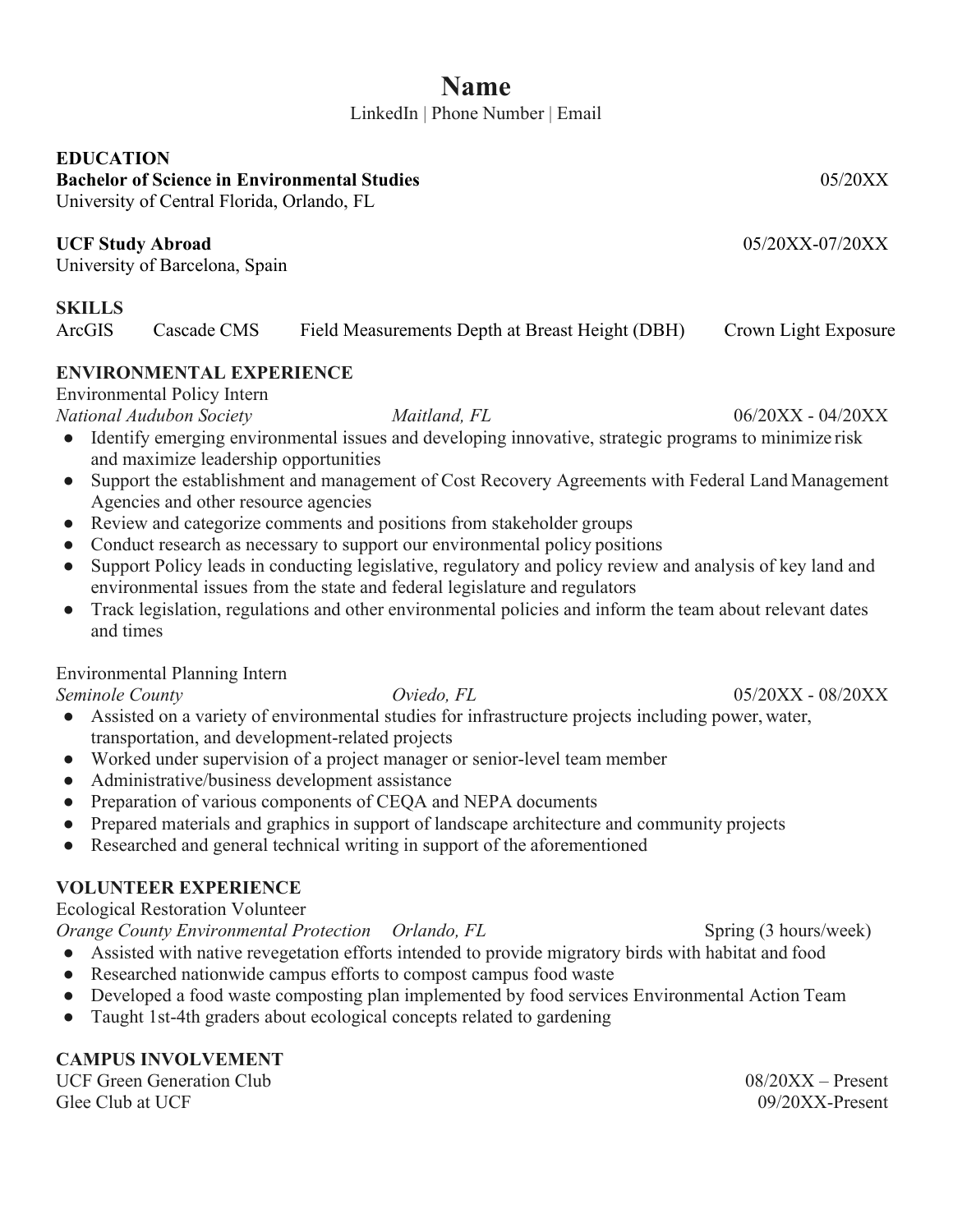# Name

LinkedIn | Phone Number | Email

## EDUCATION

**Bachelor of Science in Environmental Studies** 05/20XX
University of Central Florida, Orlando, FL

**UCF Study Abroad** 05/20XX-07/20XX
University of Barcelona, Spain

## SKILLS

ArcGIS | Cascade CMS | Field Measurements Depth at Breast Height (DBH) | Crown Light Exposure

## ENVIRONMENTAL EXPERIENCE

Environmental Policy Intern
*National Audubon Society* | *Maitland, FL* | 06/20XX - 04/20XX

- Identify emerging environmental issues and developing innovative, strategic programs to minimize risk and maximize leadership opportunities
- Support the establishment and management of Cost Recovery Agreements with Federal Land Management Agencies and other resource agencies
- Review and categorize comments and positions from stakeholder groups
- Conduct research as necessary to support our environmental policy positions
- Support Policy leads in conducting legislative, regulatory and policy review and analysis of key land and environmental issues from the state and federal legislature and regulators
- Track legislation, regulations and other environmental policies and inform the team about relevant dates and times

Environmental Planning Intern
*Seminole County* | *Oviedo, FL* | 05/20XX - 08/20XX

- Assisted on a variety of environmental studies for infrastructure projects including power, water, transportation, and development-related projects
- Worked under supervision of a project manager or senior-level team member
- Administrative/business development assistance
- Preparation of various components of CEQA and NEPA documents
- Prepared materials and graphics in support of landscape architecture and community projects
- Researched and general technical writing in support of the aforementioned

## VOLUNTEER EXPERIENCE

Ecological Restoration Volunteer
*Orange County Environmental Protection* | *Orlando, FL* | Spring (3 hours/week)

- Assisted with native revegetation efforts intended to provide migratory birds with habitat and food
- Researched nationwide campus efforts to compost campus food waste
- Developed a food waste composting plan implemented by food services Environmental Action Team
- Taught 1st-4th graders about ecological concepts related to gardening

## CAMPUS INVOLVEMENT

UCF Green Generation Club 08/20XX – Present
Glee Club at UCF 09/20XX-Present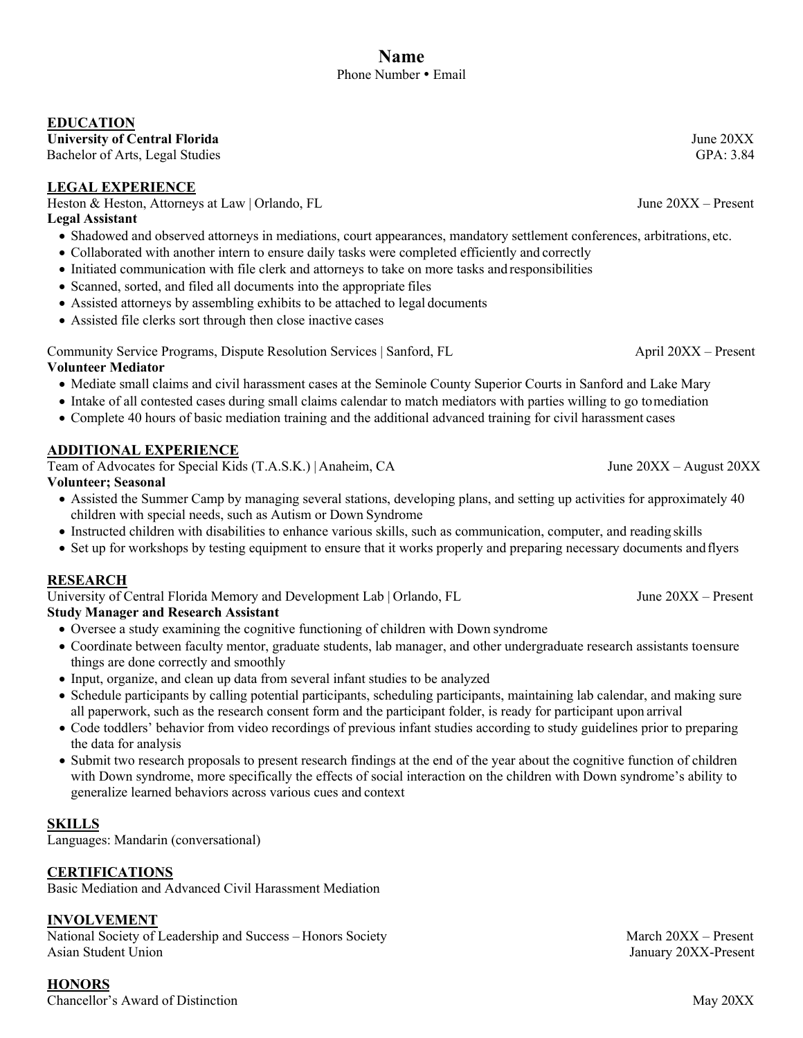# Name

Phone Number • Email

## EDUCATION

**University of Central Florida** June 20XX
Bachelor of Arts, Legal Studies GPA: 3.84

## LEGAL EXPERIENCE

Heston & Heston, Attorneys at Law | Orlando, FL June 20XX – Present
**Legal Assistant**

- Shadowed and observed attorneys in mediations, court appearances, mandatory settlement conferences, arbitrations, etc.
- Collaborated with another intern to ensure daily tasks were completed efficiently and correctly
- Initiated communication with file clerk and attorneys to take on more tasks and responsibilities
- Scanned, sorted, and filed all documents into the appropriate files
- Assisted attorneys by assembling exhibits to be attached to legal documents
- Assisted file clerks sort through then close inactive cases

Community Service Programs, Dispute Resolution Services | Sanford, FL April 20XX – Present
**Volunteer Mediator**

- Mediate small claims and civil harassment cases at the Seminole County Superior Courts in Sanford and Lake Mary
- Intake of all contested cases during small claims calendar to match mediators with parties willing to go to mediation
- Complete 40 hours of basic mediation training and the additional advanced training for civil harassment cases

## ADDITIONAL EXPERIENCE

Team of Advocates for Special Kids (T.A.S.K.) | Anaheim, CA June 20XX – August 20XX
**Volunteer; Seasonal**

- Assisted the Summer Camp by managing several stations, developing plans, and setting up activities for approximately 40 children with special needs, such as Autism or Down Syndrome
- Instructed children with disabilities to enhance various skills, such as communication, computer, and reading skills
- Set up for workshops by testing equipment to ensure that it works properly and preparing necessary documents and flyers

## RESEARCH

University of Central Florida Memory and Development Lab | Orlando, FL June 20XX – Present
**Study Manager and Research Assistant**

- Oversee a study examining the cognitive functioning of children with Down syndrome
- Coordinate between faculty mentor, graduate students, lab manager, and other undergraduate research assistants to ensure things are done correctly and smoothly
- Input, organize, and clean up data from several infant studies to be analyzed
- Schedule participants by calling potential participants, scheduling participants, maintaining lab calendar, and making sure all paperwork, such as the research consent form and the participant folder, is ready for participant upon arrival
- Code toddlers' behavior from video recordings of previous infant studies according to study guidelines prior to preparing the data for analysis
- Submit two research proposals to present research findings at the end of the year about the cognitive function of children with Down syndrome, more specifically the effects of social interaction on the children with Down syndrome's ability to generalize learned behaviors across various cues and context

## SKILLS

Languages: Mandarin (conversational)

## CERTIFICATIONS

Basic Mediation and Advanced Civil Harassment Mediation

## INVOLVEMENT

National Society of Leadership and Success – Honors Society March 20XX – Present
Asian Student Union January 20XX-Present

## HONORS

Chancellor's Award of Distinction May 20XX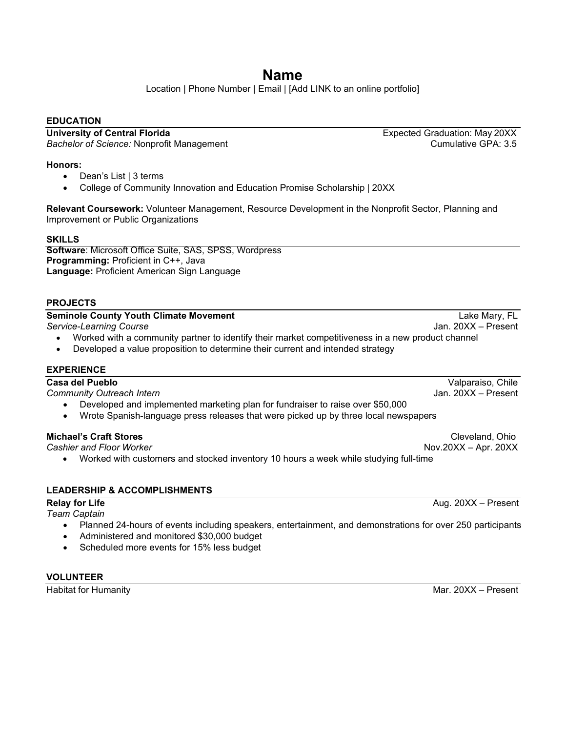# Name

Location | Phone Number | Email | [Add LINK to an online portfolio]

## EDUCATION

**University of Central Florida** — Expected Graduation: May 20XX
*Bachelor of Science:* Nonprofit Management — Cumulative GPA: 3.5

**Honors:**

- Dean's List | 3 terms
- College of Community Innovation and Education Promise Scholarship | 20XX

**Relevant Coursework:** Volunteer Management, Resource Development in the Nonprofit Sector, Planning and Improvement or Public Organizations

## SKILLS

**Software**: Microsoft Office Suite, SAS, SPSS, Wordpress
**Programming:** Proficient in C++, Java
**Language:** Proficient American Sign Language

## PROJECTS

**Seminole County Youth Climate Movement** — Lake Mary, FL
*Service-Learning Course* — Jan. 20XX – Present

- Worked with a community partner to identify their market competitiveness in a new product channel
- Developed a value proposition to determine their current and intended strategy

## EXPERIENCE

**Casa del Pueblo** — Valparaiso, Chile
*Community Outreach Intern* — Jan. 20XX – Present

- Developed and implemented marketing plan for fundraiser to raise over $50,000
- Wrote Spanish-language press releases that were picked up by three local newspapers

**Michael's Craft Stores** — Cleveland, Ohio
*Cashier and Floor Worker* — Nov.20XX – Apr. 20XX

- Worked with customers and stocked inventory 10 hours a week while studying full-time

## LEADERSHIP & ACCOMPLISHMENTS

**Relay for Life** — Aug. 20XX – Present
*Team Captain*

- Planned 24-hours of events including speakers, entertainment, and demonstrations for over 250 participants
- Administered and monitored $30,000 budget
- Scheduled more events for 15% less budget

## VOLUNTEER

Habitat for Humanity — Mar. 20XX – Present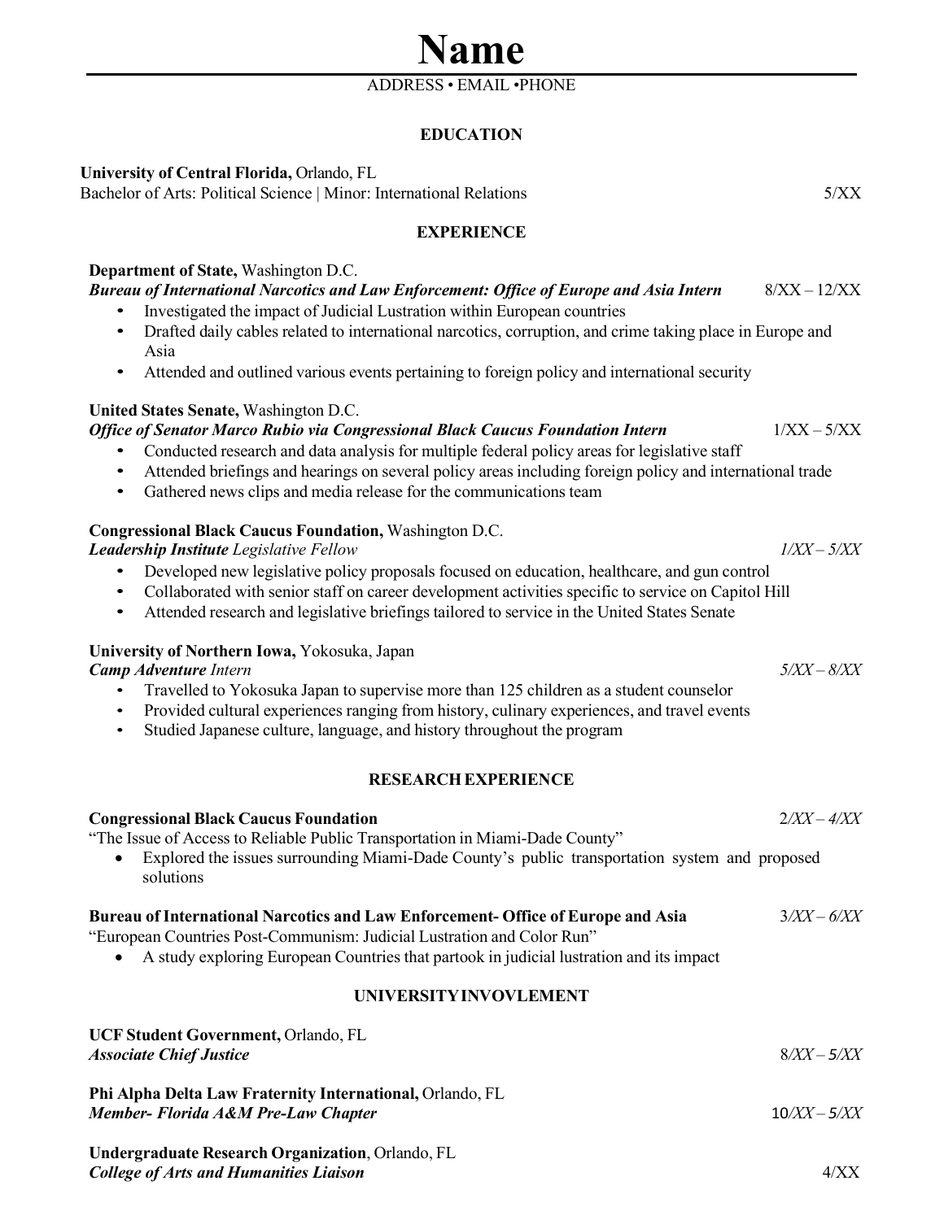# Name

ADDRESS • EMAIL •PHONE

## EDUCATION

**University of Central Florida,** Orlando, FL
Bachelor of Arts: Political Science | Minor: International Relations 5/XX

## EXPERIENCE

**Department of State,** Washington D.C.
***Bureau of International Narcotics and Law Enforcement: Office of Europe and Asia Intern*** 8/XX – 12/XX

- Investigated the impact of Judicial Lustration within European countries
- Drafted daily cables related to international narcotics, corruption, and crime taking place in Europe and Asia
- Attended and outlined various events pertaining to foreign policy and international security

**United States Senate,** Washington D.C.
***Office of Senator Marco Rubio via Congressional Black Caucus Foundation Intern*** 1/XX – 5/XX

- Conducted research and data analysis for multiple federal policy areas for legislative staff
- Attended briefings and hearings on several policy areas including foreign policy and international trade
- Gathered news clips and media release for the communications team

**Congressional Black Caucus Foundation,** Washington D.C.
***Leadership Institute*** *Legislative Fellow* *1/XX – 5/XX*

- Developed new legislative policy proposals focused on education, healthcare, and gun control
- Collaborated with senior staff on career development activities specific to service on Capitol Hill
- Attended research and legislative briefings tailored to service in the United States Senate

**University of Northern Iowa,** Yokosuka, Japan
***Camp Adventure*** *Intern* *5/XX – 8/XX*

- Travelled to Yokosuka Japan to supervise more than 125 children as a student counselor
- Provided cultural experiences ranging from history, culinary experiences, and travel events
- Studied Japanese culture, language, and history throughout the program

## RESEARCH EXPERIENCE

**Congressional Black Caucus Foundation** 2/XX – 4/XX
"The Issue of Access to Reliable Public Transportation in Miami-Dade County"

- Explored the issues surrounding Miami-Dade County's public transportation system and proposed solutions

**Bureau of International Narcotics and Law Enforcement- Office of Europe and Asia** 3/XX – 6/XX
"European Countries Post-Communism: Judicial Lustration and Color Run"

- A study exploring European Countries that partook in judicial lustration and its impact

## UNIVERSITYINVOVLEMENT

**UCF Student Government,** Orlando, FL
***Associate Chief Justice*** 8/XX – 5/XX

**Phi Alpha Delta Law Fraternity International,** Orlando, FL
***Member- Florida A&M Pre-Law Chapter*** 10/XX – 5/XX

**Undergraduate Research Organization**, Orlando, FL
***College of Arts and Humanities Liaison*** 4/XX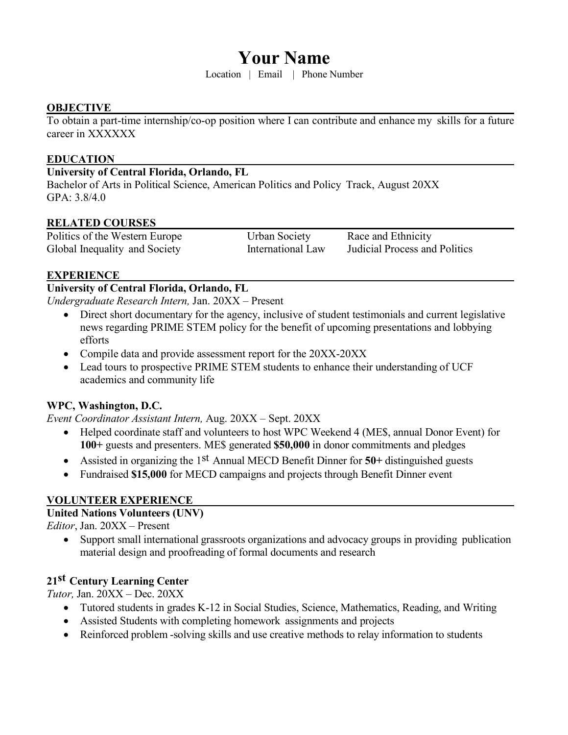# Your Name

Location | Email | Phone Number

## OBJECTIVE

To obtain a part-time internship/co-op position where I can contribute and enhance my skills for a future career in XXXXXX

## EDUCATION

**University of Central Florida, Orlando, FL**
Bachelor of Arts in Political Science, American Politics and Policy Track, August 20XX
GPA: 3.8/4.0

## RELATED COURSES

| | | |
|---|---|---|
| Politics of the Western Europe | Urban Society | Race and Ethnicity |
| Global Inequality and Society | International Law | Judicial Process and Politics |

## EXPERIENCE

**University of Central Florida, Orlando, FL**
*Undergraduate Research Intern,* Jan. 20XX – Present

- Direct short documentary for the agency, inclusive of student testimonials and current legislative news regarding PRIME STEM policy for the benefit of upcoming presentations and lobbying efforts
- Compile data and provide assessment report for the 20XX-20XX
- Lead tours to prospective PRIME STEM students to enhance their understanding of UCF academics and community life

**WPC, Washington, D.C.**
*Event Coordinator Assistant Intern,* Aug. 20XX – Sept. 20XX

- Helped coordinate staff and volunteers to host WPC Weekend 4 (ME$, annual Donor Event) for **100+** guests and presenters. ME$ generated **$50,000** in donor commitments and pledges
- Assisted in organizing the 1st Annual MECD Benefit Dinner for **50+** distinguished guests
- Fundraised **$15,000** for MECD campaigns and projects through Benefit Dinner event

## VOLUNTEER EXPERIENCE

**United Nations Volunteers (UNV)**
*Editor*, Jan. 20XX – Present

- Support small international grassroots organizations and advocacy groups in providing publication material design and proofreading of formal documents and research

**21st Century Learning Center**
*Tutor,* Jan. 20XX – Dec. 20XX

- Tutored students in grades K-12 in Social Studies, Science, Mathematics, Reading, and Writing
- Assisted Students with completing homework assignments and projects
- Reinforced problem -solving skills and use creative methods to relay information to students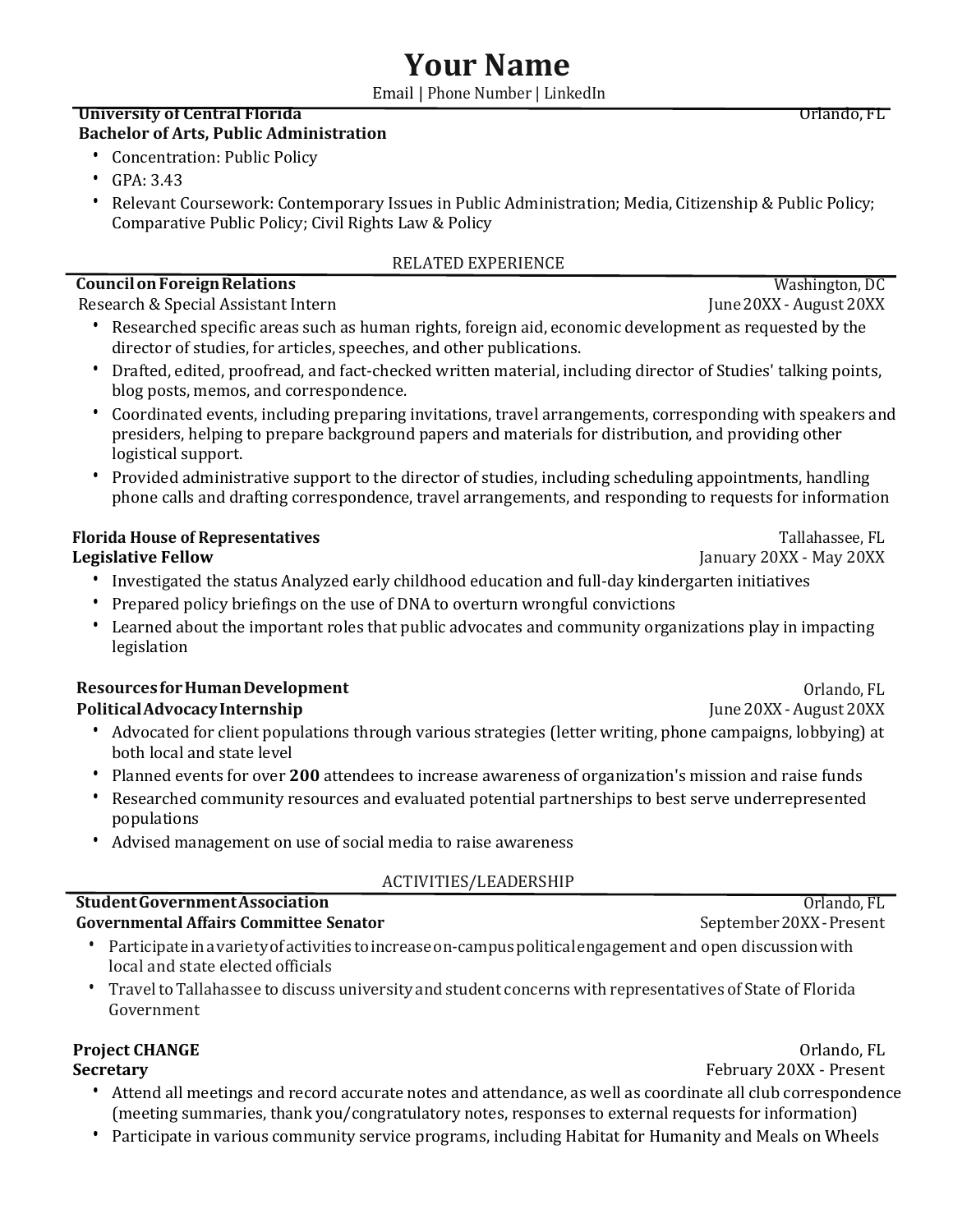# Your Name

Email | Phone Number | LinkedIn

**University of Central Florida** Orlando, FL
**Bachelor of Arts, Public Administration**

- Concentration: Public Policy
- GPA: 3.43
- Relevant Coursework: Contemporary Issues in Public Administration; Media, Citizenship & Public Policy; Comparative Public Policy; Civil Rights Law & Policy

## RELATED EXPERIENCE

**Council on Foreign Relations** Washington, DC
Research & Special Assistant Intern June 20XX - August 20XX

- Researched specific areas such as human rights, foreign aid, economic development as requested by the director of studies, for articles, speeches, and other publications.
- Drafted, edited, proofread, and fact-checked written material, including director of Studies' talking points, blog posts, memos, and correspondence.
- Coordinated events, including preparing invitations, travel arrangements, corresponding with speakers and presiders, helping to prepare background papers and materials for distribution, and providing other logistical support.
- Provided administrative support to the director of studies, including scheduling appointments, handling phone calls and drafting correspondence, travel arrangements, and responding to requests for information

**Florida House of Representatives** Tallahassee, FL
**Legislative Fellow** January 20XX - May 20XX

- Investigated the status Analyzed early childhood education and full-day kindergarten initiatives
- Prepared policy briefings on the use of DNA to overturn wrongful convictions
- Learned about the important roles that public advocates and community organizations play in impacting legislation

**Resources for Human Development** Orlando, FL
**Political Advocacy Internship** June 20XX - August 20XX

- Advocated for client populations through various strategies (letter writing, phone campaigns, lobbying) at both local and state level
- Planned events for over **200** attendees to increase awareness of organization's mission and raise funds
- Researched community resources and evaluated potential partnerships to best serve underrepresented populations
- Advised management on use of social media to raise awareness

## ACTIVITIES/LEADERSHIP

**Student Government Association** Orlando, FL
**Governmental Affairs Committee Senator** September 20XX - Present

- Participate in a variety of activities to increase on-campus political engagement and open discussion with local and state elected officials
- Travel to Tallahassee to discuss university and student concerns with representatives of State of Florida Government

**Project CHANGE** Orlando, FL
**Secretary** February 20XX - Present

- Attend all meetings and record accurate notes and attendance, as well as coordinate all club correspondence (meeting summaries, thank you/congratulatory notes, responses to external requests for information)
- Participate in various community service programs, including Habitat for Humanity and Meals on Wheels